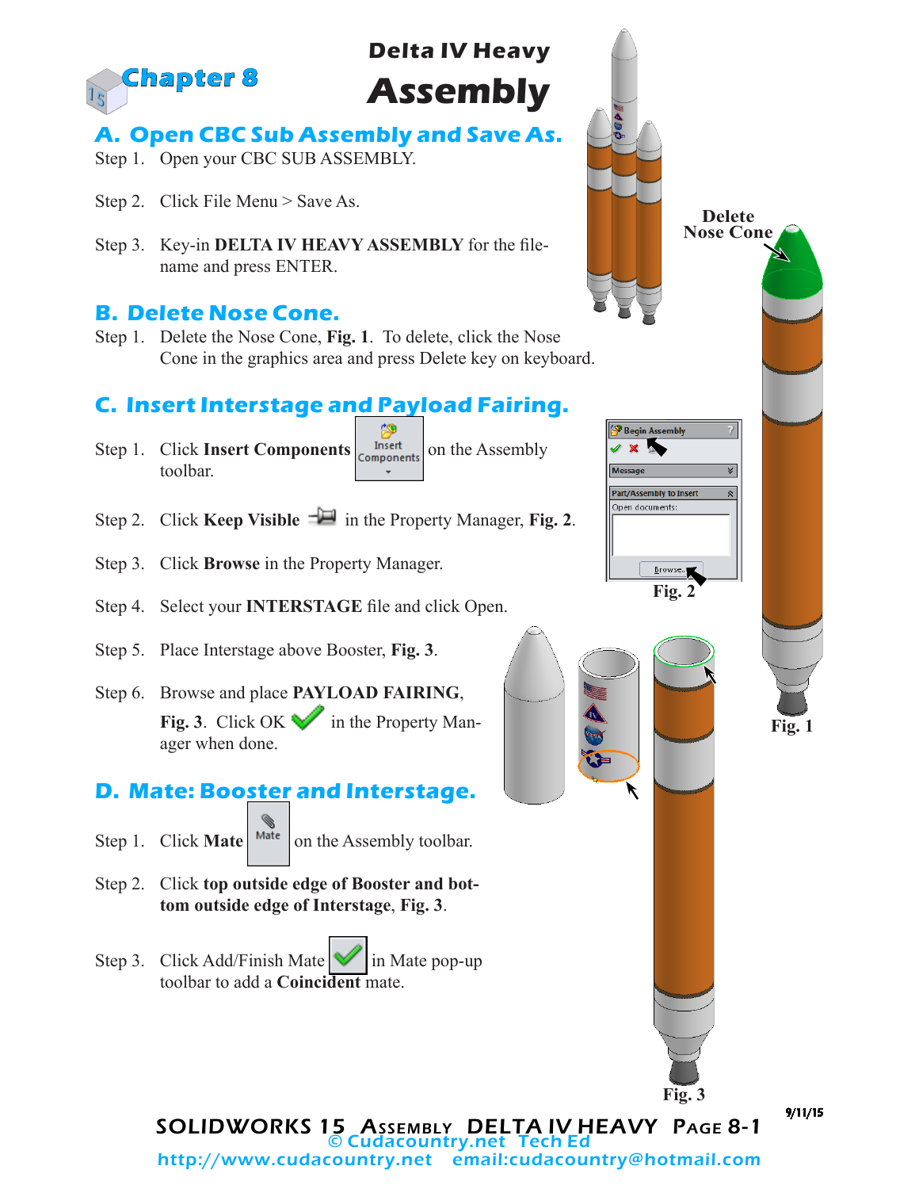# Chapter 8

## Delta IV Heavy Assembly

## A. Open CBC Sub Assembly and Save As.

Step 1. Open your CBC SUB ASSEMBLY.

Step 2. Click File Menu > Save As.

Step 3. Key-in **DELTA IV HEAVY ASSEMBLY** for the file-name and press ENTER.

## B. Delete Nose Cone.

Step 1. Delete the Nose Cone, **Fig. 1**. To delete, click the Nose Cone in the graphics area and press Delete key on keyboard.

Delete Nose Cone

**Fig. 1**

## C. Insert Interstage and Payload Fairing.

Step 1. Click **Insert Components** on the Assembly toolbar.

Step 2. Click **Keep Visible** in the Property Manager, **Fig. 2**.

Step 3. Click **Browse** in the Property Manager.

Step 4. Select your **INTERSTAGE** file and click Open.

Step 5. Place Interstage above Booster, **Fig. 3**.

Step 6. Browse and place **PAYLOAD FAIRING**, **Fig. 3**. Click OK in the Property Manager when done.

**Fig. 2**

## D. Mate: Booster and Interstage.

Step 1. Click **Mate** on the Assembly toolbar.

Step 2. Click **top outside edge of Booster and bottom outside edge of Interstage**, **Fig. 3**.

Step 3. Click Add/Finish Mate in Mate pop-up toolbar to add a **Coincident** mate.

**Fig. 3**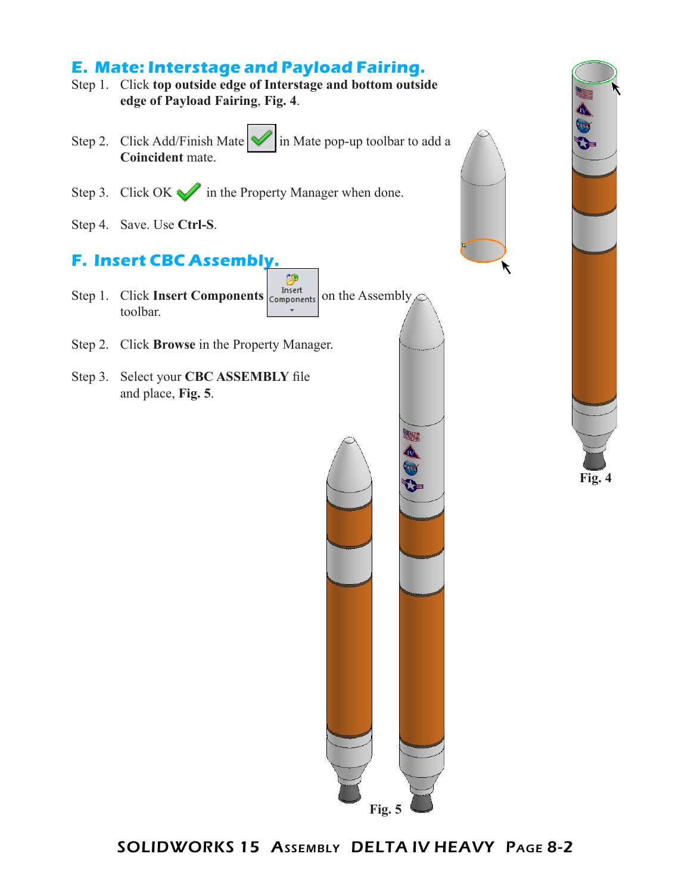## E. Mate: Interstage and Payload Fairing.

Step 1. Click **top outside edge of Interstage and bottom outside edge of Payload Fairing**, **Fig. 4**.

Step 2. Click Add/Finish Mate in Mate pop-up toolbar to add a **Coincident** mate.

Step 3. Click OK in the Property Manager when done.

Step 4. Save. Use **Ctrl-S**.

## F. Insert CBC Assembly.

Step 1. Click **Insert Components** on the Assembly toolbar.

Step 2. Click **Browse** in the Property Manager.

Step 3. Select your **CBC ASSEMBLY** file and place, **Fig. 5**.

Fig. 4

Fig. 5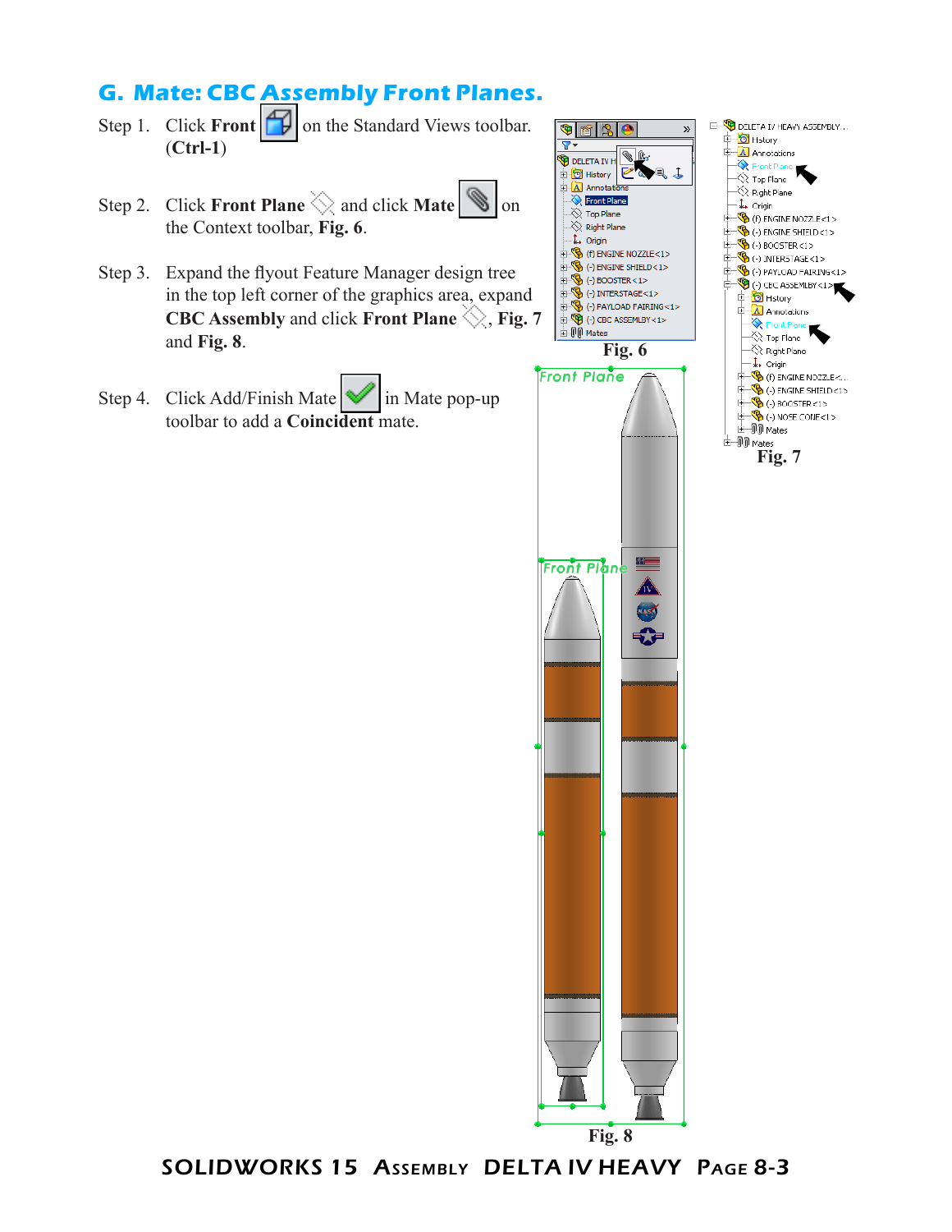## G. Mate: CBC Assembly Front Planes.

Step 1. Click **Front** on the Standard Views toolbar. (**Ctrl-1**)

Step 2. Click **Front Plane** and click **Mate** on the Context toolbar, **Fig. 6**.

Step 3. Expand the flyout Feature Manager design tree in the top left corner of the graphics area, expand **CBC Assembly** and click **Front Plane**, **Fig. 7** and **Fig. 8**.

Step 4. Click Add/Finish Mate in Mate pop-up toolbar to add a **Coincident** mate.

Fig. 6

Fig. 7

Fig. 8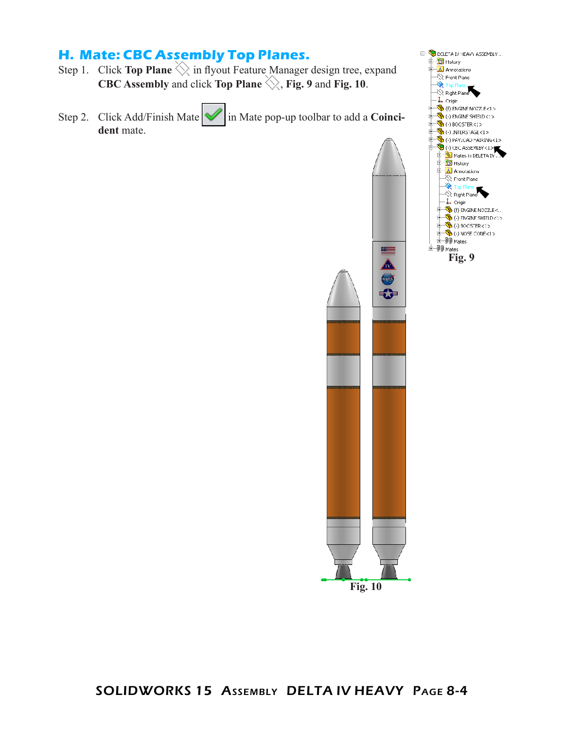## H. Mate: CBC Assembly Top Planes.

Step 1. Click **Top Plane** in flyout Feature Manager design tree, expand **CBC Assembly** and click **Top Plane**, **Fig. 9** and **Fig. 10**.

Step 2. Click Add/Finish Mate in Mate pop-up toolbar to add a **Coincident** mate.

Fig. 9

Fig. 10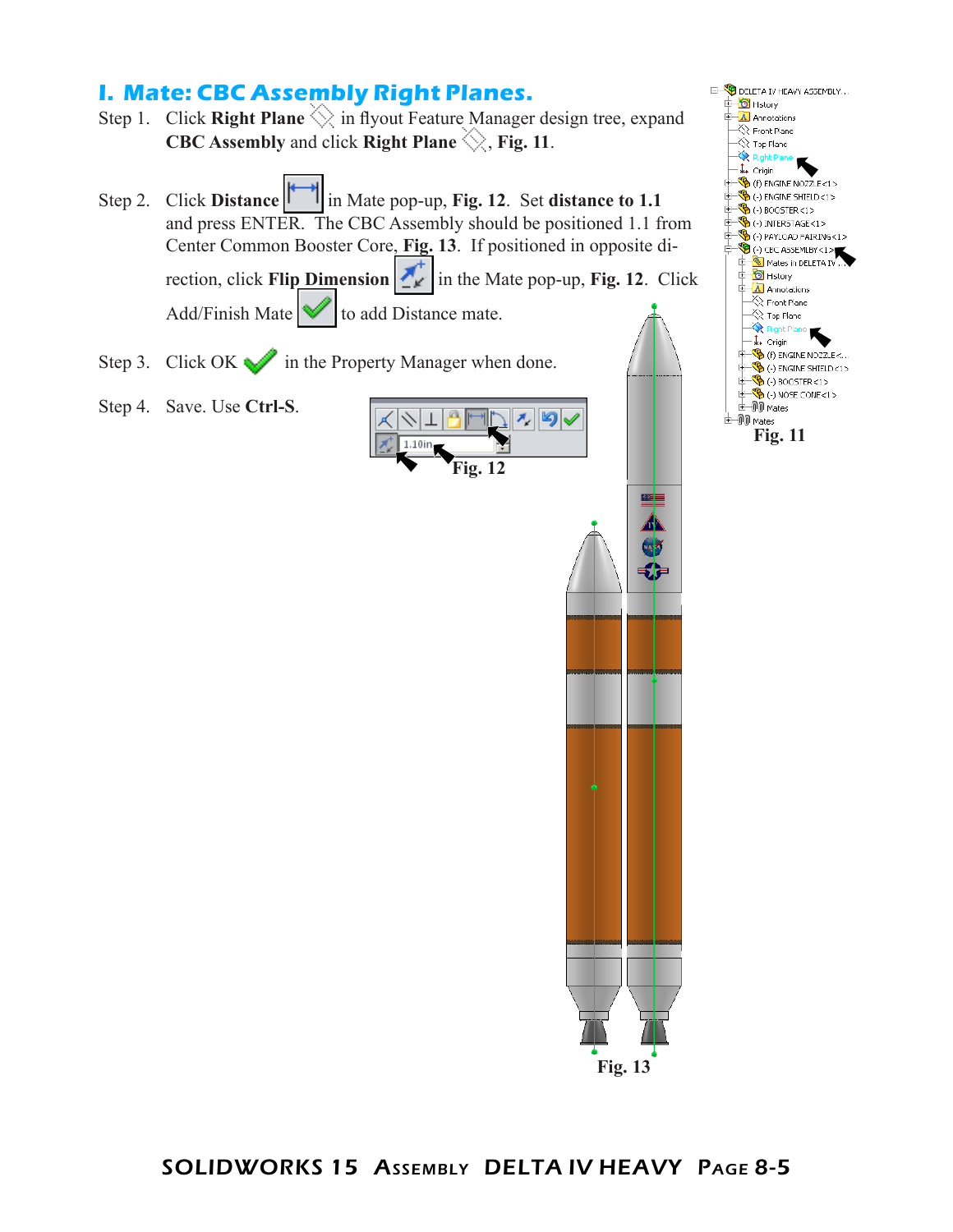## I. Mate: CBC Assembly Right Planes.

Step 1. Click **Right Plane** in flyout Feature Manager design tree, expand **CBC Assembly** and click **Right Plane**, **Fig. 11**.

Step 2. Click **Distance** in Mate pop-up, **Fig. 12**. Set **distance to 1.1** and press ENTER. The CBC Assembly should be positioned 1.1 from Center Common Booster Core, **Fig. 13**. If positioned in opposite direction, click **Flip Dimension** in the Mate pop-up, **Fig. 12**. Click Add/Finish Mate to add Distance mate.

Step 3. Click OK in the Property Manager when done.

Step 4. Save. Use **Ctrl-S**.

**Fig. 11**

**Fig. 12**

**Fig. 13**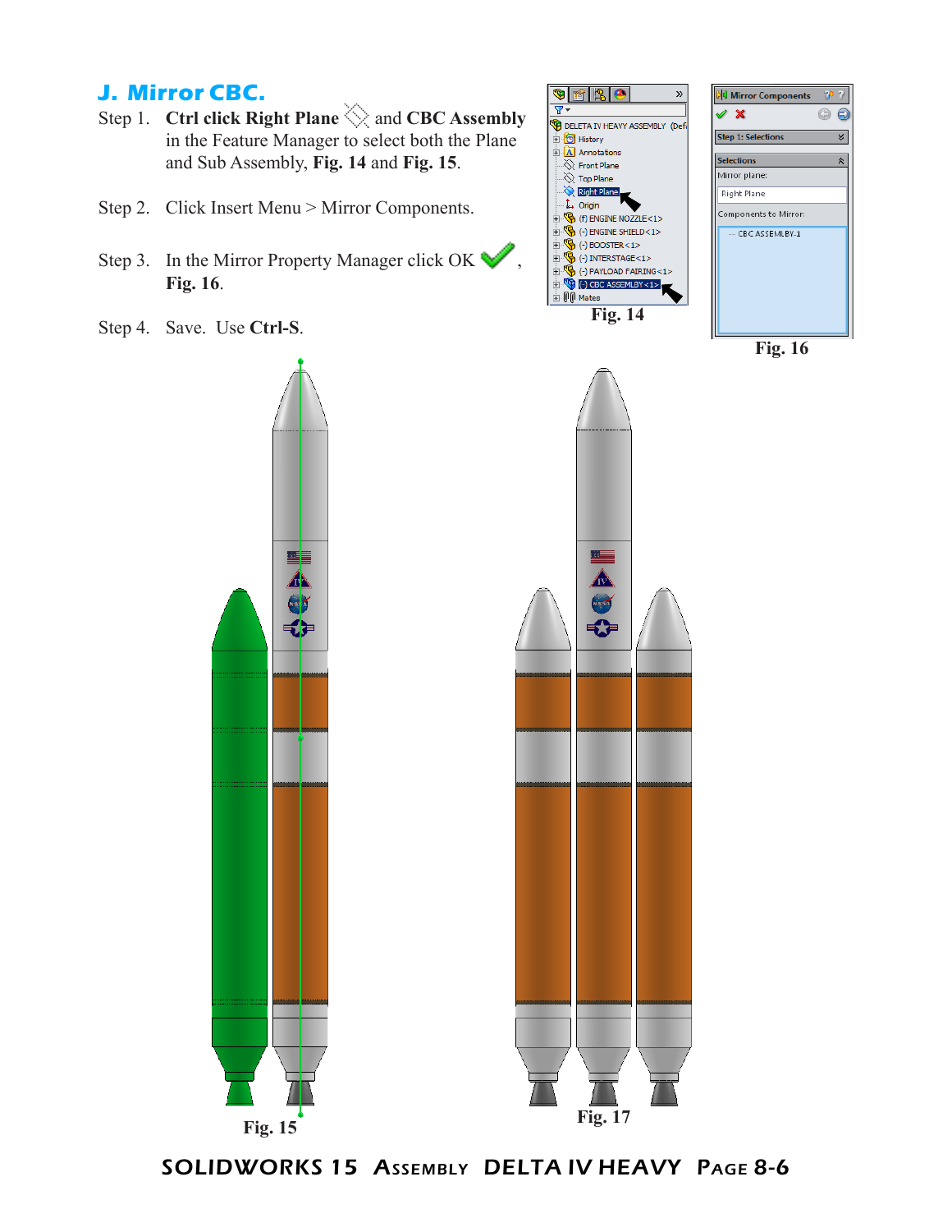## J. Mirror CBC.

Step 1. **Ctrl click Right Plane** and **CBC Assembly** in the Feature Manager to select both the Plane and Sub Assembly, **Fig. 14** and **Fig. 15**.

Step 2. Click Insert Menu > Mirror Components.

Step 3. In the Mirror Property Manager click OK, **Fig. 16**.

Step 4. Save. Use **Ctrl-S**.

DELETA IV HEAVY ASSEMBLY (Def
History
Annotations
Front Plane
Top Plane
Right Plane
Origin
(f) ENGINE NOZZLE<1>
(-) ENGINE SHIELD<1>
(-) BOOSTER<1>
(-) INTERSTAGE<1>
(-) PAYLOAD FAIRING<1>
(-) CBC ASSEMLBY<1>
Mates

Fig. 14

Mirror Components
Step 1: Selections
Selections
Mirror plane:
Right Plane
Components to Mirror:
CBC ASSEMLBY-1

Fig. 16

Fig. 15

Fig. 17